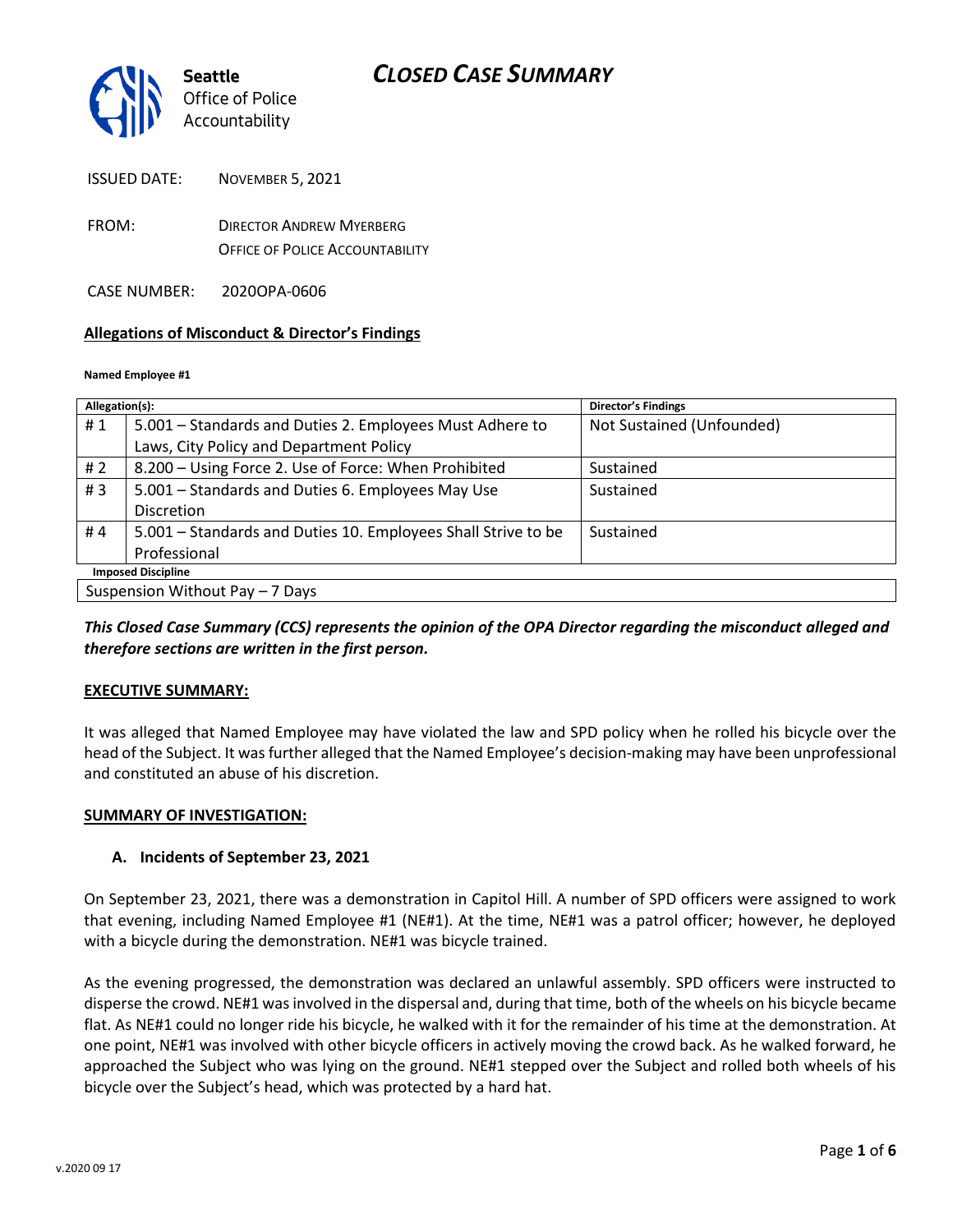# CLOSED CASE SUMMARY

Seattle Office of Police Accountability

ISSUED DATE: NOVEMBER 5, 2021

FROM: DIRECTOR ANDREW MYERBERG
OFFICE OF POLICE ACCOUNTABILITY

CASE NUMBER: 2020OPA-0606

**Allegations of Misconduct & Director's Findings**

**Named Employee #1**

| Allegation(s): | | Director's Findings |
|---|---|---|
| # 1 | 5.001 – Standards and Duties 2. Employees Must Adhere to Laws, City Policy and Department Policy | Not Sustained (Unfounded) |
| # 2 | 8.200 – Using Force 2. Use of Force: When Prohibited | Sustained |
| # 3 | 5.001 – Standards and Duties 6. Employees May Use Discretion | Sustained |
| # 4 | 5.001 – Standards and Duties 10. Employees Shall Strive to be Professional | Sustained |
| **Imposed Discipline** | | |
| Suspension Without Pay – 7 Days | | |

***This Closed Case Summary (CCS) represents the opinion of the OPA Director regarding the misconduct alleged and therefore sections are written in the first person.***

**EXECUTIVE SUMMARY:**

It was alleged that Named Employee may have violated the law and SPD policy when he rolled his bicycle over the head of the Subject. It was further alleged that the Named Employee's decision-making may have been unprofessional and constituted an abuse of his discretion.

**SUMMARY OF INVESTIGATION:**

**A. Incidents of September 23, 2021**

On September 23, 2021, there was a demonstration in Capitol Hill. A number of SPD officers were assigned to work that evening, including Named Employee #1 (NE#1). At the time, NE#1 was a patrol officer; however, he deployed with a bicycle during the demonstration. NE#1 was bicycle trained.

As the evening progressed, the demonstration was declared an unlawful assembly. SPD officers were instructed to disperse the crowd. NE#1 was involved in the dispersal and, during that time, both of the wheels on his bicycle became flat. As NE#1 could no longer ride his bicycle, he walked with it for the remainder of his time at the demonstration. At one point, NE#1 was involved with other bicycle officers in actively moving the crowd back. As he walked forward, he approached the Subject who was lying on the ground. NE#1 stepped over the Subject and rolled both wheels of his bicycle over the Subject's head, which was protected by a hard hat.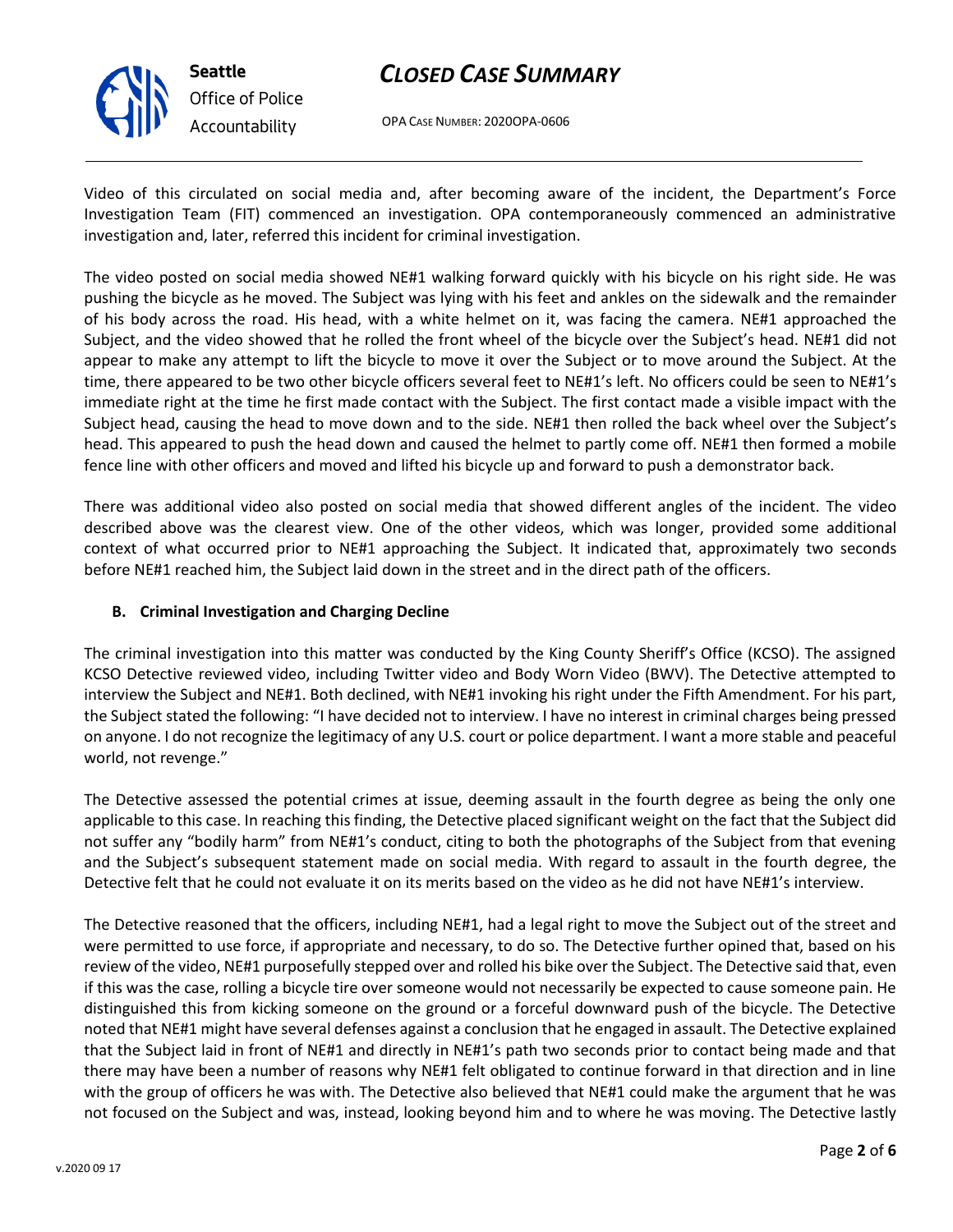Video of this circulated on social media and, after becoming aware of the incident, the Department's Force Investigation Team (FIT) commenced an investigation. OPA contemporaneously commenced an administrative investigation and, later, referred this incident for criminal investigation.

The video posted on social media showed NE#1 walking forward quickly with his bicycle on his right side. He was pushing the bicycle as he moved. The Subject was lying with his feet and ankles on the sidewalk and the remainder of his body across the road. His head, with a white helmet on it, was facing the camera. NE#1 approached the Subject, and the video showed that he rolled the front wheel of the bicycle over the Subject's head. NE#1 did not appear to make any attempt to lift the bicycle to move it over the Subject or to move around the Subject. At the time, there appeared to be two other bicycle officers several feet to NE#1's left. No officers could be seen to NE#1's immediate right at the time he first made contact with the Subject. The first contact made a visible impact with the Subject head, causing the head to move down and to the side. NE#1 then rolled the back wheel over the Subject's head. This appeared to push the head down and caused the helmet to partly come off. NE#1 then formed a mobile fence line with other officers and moved and lifted his bicycle up and forward to push a demonstrator back.

There was additional video also posted on social media that showed different angles of the incident. The video described above was the clearest view. One of the other videos, which was longer, provided some additional context of what occurred prior to NE#1 approaching the Subject. It indicated that, approximately two seconds before NE#1 reached him, the Subject laid down in the street and in the direct path of the officers.

### B. Criminal Investigation and Charging Decline

The criminal investigation into this matter was conducted by the King County Sheriff's Office (KCSO). The assigned KCSO Detective reviewed video, including Twitter video and Body Worn Video (BWV). The Detective attempted to interview the Subject and NE#1. Both declined, with NE#1 invoking his right under the Fifth Amendment. For his part, the Subject stated the following: "I have decided not to interview. I have no interest in criminal charges being pressed on anyone. I do not recognize the legitimacy of any U.S. court or police department. I want a more stable and peaceful world, not revenge."

The Detective assessed the potential crimes at issue, deeming assault in the fourth degree as being the only one applicable to this case. In reaching this finding, the Detective placed significant weight on the fact that the Subject did not suffer any "bodily harm" from NE#1's conduct, citing to both the photographs of the Subject from that evening and the Subject's subsequent statement made on social media. With regard to assault in the fourth degree, the Detective felt that he could not evaluate it on its merits based on the video as he did not have NE#1's interview.

The Detective reasoned that the officers, including NE#1, had a legal right to move the Subject out of the street and were permitted to use force, if appropriate and necessary, to do so. The Detective further opined that, based on his review of the video, NE#1 purposefully stepped over and rolled his bike over the Subject. The Detective said that, even if this was the case, rolling a bicycle tire over someone would not necessarily be expected to cause someone pain. He distinguished this from kicking someone on the ground or a forceful downward push of the bicycle. The Detective noted that NE#1 might have several defenses against a conclusion that he engaged in assault. The Detective explained that the Subject laid in front of NE#1 and directly in NE#1's path two seconds prior to contact being made and that there may have been a number of reasons why NE#1 felt obligated to continue forward in that direction and in line with the group of officers he was with. The Detective also believed that NE#1 could make the argument that he was not focused on the Subject and was, instead, looking beyond him and to where he was moving. The Detective lastly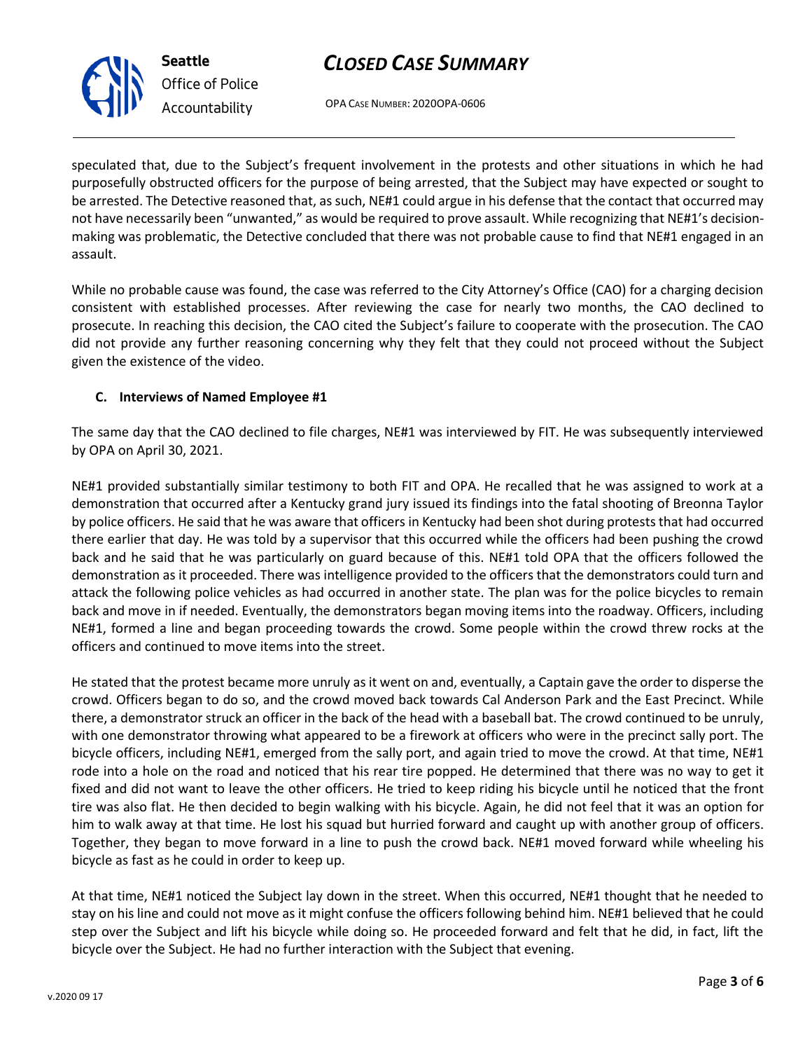speculated that, due to the Subject's frequent involvement in the protests and other situations in which he had purposefully obstructed officers for the purpose of being arrested, that the Subject may have expected or sought to be arrested. The Detective reasoned that, as such, NE#1 could argue in his defense that the contact that occurred may not have necessarily been "unwanted," as would be required to prove assault. While recognizing that NE#1's decision-making was problematic, the Detective concluded that there was not probable cause to find that NE#1 engaged in an assault.

While no probable cause was found, the case was referred to the City Attorney's Office (CAO) for a charging decision consistent with established processes. After reviewing the case for nearly two months, the CAO declined to prosecute. In reaching this decision, the CAO cited the Subject's failure to cooperate with the prosecution. The CAO did not provide any further reasoning concerning why they felt that they could not proceed without the Subject given the existence of the video.

**C. Interviews of Named Employee #1**

The same day that the CAO declined to file charges, NE#1 was interviewed by FIT. He was subsequently interviewed by OPA on April 30, 2021.

NE#1 provided substantially similar testimony to both FIT and OPA. He recalled that he was assigned to work at a demonstration that occurred after a Kentucky grand jury issued its findings into the fatal shooting of Breonna Taylor by police officers. He said that he was aware that officers in Kentucky had been shot during protests that had occurred there earlier that day. He was told by a supervisor that this occurred while the officers had been pushing the crowd back and he said that he was particularly on guard because of this. NE#1 told OPA that the officers followed the demonstration as it proceeded. There was intelligence provided to the officers that the demonstrators could turn and attack the following police vehicles as had occurred in another state. The plan was for the police bicycles to remain back and move in if needed. Eventually, the demonstrators began moving items into the roadway. Officers, including NE#1, formed a line and began proceeding towards the crowd. Some people within the crowd threw rocks at the officers and continued to move items into the street.

He stated that the protest became more unruly as it went on and, eventually, a Captain gave the order to disperse the crowd. Officers began to do so, and the crowd moved back towards Cal Anderson Park and the East Precinct. While there, a demonstrator struck an officer in the back of the head with a baseball bat. The crowd continued to be unruly, with one demonstrator throwing what appeared to be a firework at officers who were in the precinct sally port. The bicycle officers, including NE#1, emerged from the sally port, and again tried to move the crowd. At that time, NE#1 rode into a hole on the road and noticed that his rear tire popped. He determined that there was no way to get it fixed and did not want to leave the other officers. He tried to keep riding his bicycle until he noticed that the front tire was also flat. He then decided to begin walking with his bicycle. Again, he did not feel that it was an option for him to walk away at that time. He lost his squad but hurried forward and caught up with another group of officers. Together, they began to move forward in a line to push the crowd back. NE#1 moved forward while wheeling his bicycle as fast as he could in order to keep up.

At that time, NE#1 noticed the Subject lay down in the street. When this occurred, NE#1 thought that he needed to stay on his line and could not move as it might confuse the officers following behind him. NE#1 believed that he could step over the Subject and lift his bicycle while doing so. He proceeded forward and felt that he did, in fact, lift the bicycle over the Subject. He had no further interaction with the Subject that evening.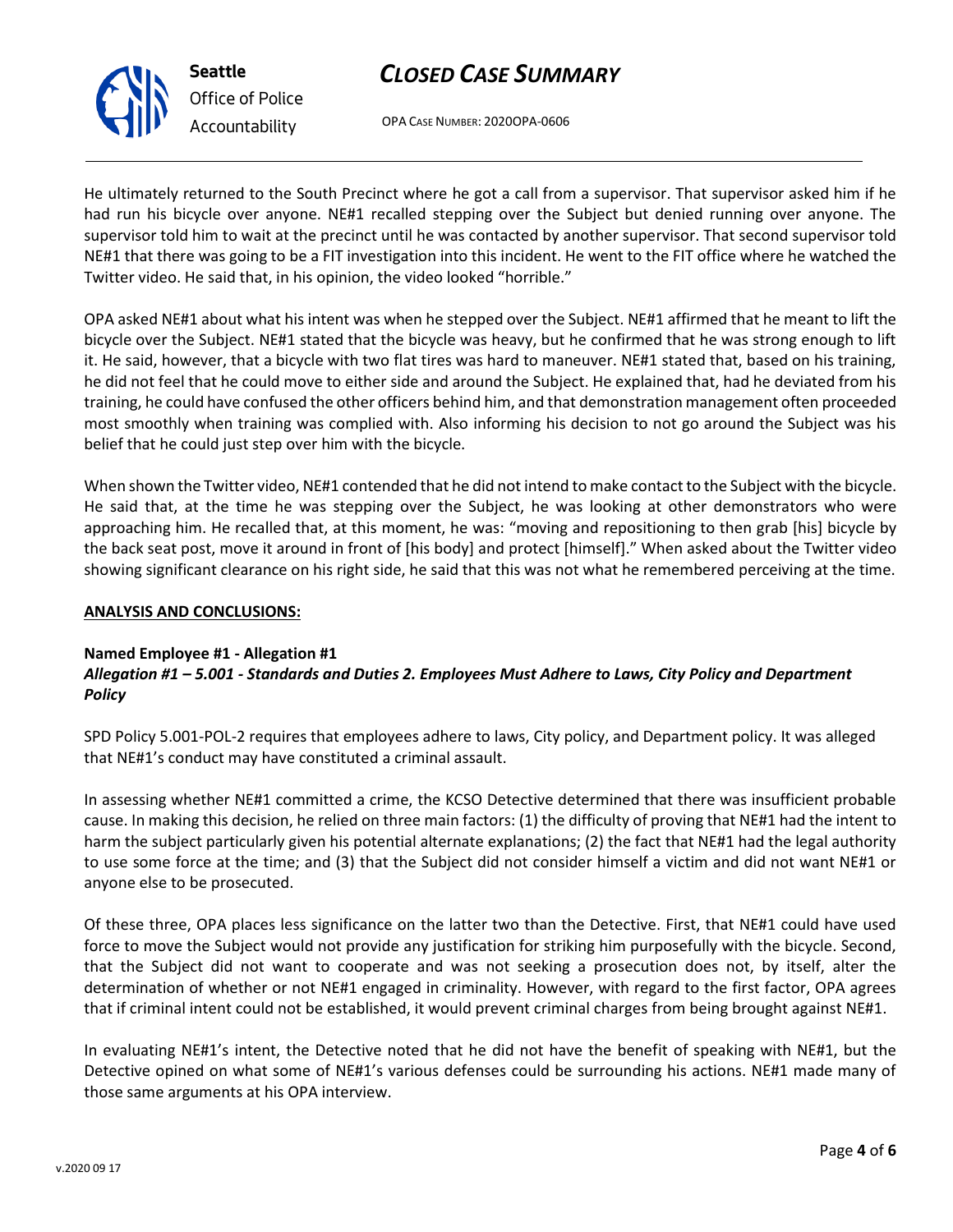He ultimately returned to the South Precinct where he got a call from a supervisor. That supervisor asked him if he had run his bicycle over anyone. NE#1 recalled stepping over the Subject but denied running over anyone. The supervisor told him to wait at the precinct until he was contacted by another supervisor. That second supervisor told NE#1 that there was going to be a FIT investigation into this incident. He went to the FIT office where he watched the Twitter video. He said that, in his opinion, the video looked "horrible."

OPA asked NE#1 about what his intent was when he stepped over the Subject. NE#1 affirmed that he meant to lift the bicycle over the Subject. NE#1 stated that the bicycle was heavy, but he confirmed that he was strong enough to lift it. He said, however, that a bicycle with two flat tires was hard to maneuver. NE#1 stated that, based on his training, he did not feel that he could move to either side and around the Subject. He explained that, had he deviated from his training, he could have confused the other officers behind him, and that demonstration management often proceeded most smoothly when training was complied with. Also informing his decision to not go around the Subject was his belief that he could just step over him with the bicycle.

When shown the Twitter video, NE#1 contended that he did not intend to make contact to the Subject with the bicycle. He said that, at the time he was stepping over the Subject, he was looking at other demonstrators who were approaching him. He recalled that, at this moment, he was: "moving and repositioning to then grab [his] bicycle by the back seat post, move it around in front of [his body] and protect [himself]." When asked about the Twitter video showing significant clearance on his right side, he said that this was not what he remembered perceiving at the time.

**ANALYSIS AND CONCLUSIONS:**

**Named Employee #1 - Allegation #1**
***Allegation #1 – 5.001 - Standards and Duties 2. Employees Must Adhere to Laws, City Policy and Department Policy***

SPD Policy 5.001-POL-2 requires that employees adhere to laws, City policy, and Department policy. It was alleged that NE#1's conduct may have constituted a criminal assault.

In assessing whether NE#1 committed a crime, the KCSO Detective determined that there was insufficient probable cause. In making this decision, he relied on three main factors: (1) the difficulty of proving that NE#1 had the intent to harm the subject particularly given his potential alternate explanations; (2) the fact that NE#1 had the legal authority to use some force at the time; and (3) that the Subject did not consider himself a victim and did not want NE#1 or anyone else to be prosecuted.

Of these three, OPA places less significance on the latter two than the Detective. First, that NE#1 could have used force to move the Subject would not provide any justification for striking him purposefully with the bicycle. Second, that the Subject did not want to cooperate and was not seeking a prosecution does not, by itself, alter the determination of whether or not NE#1 engaged in criminality. However, with regard to the first factor, OPA agrees that if criminal intent could not be established, it would prevent criminal charges from being brought against NE#1.

In evaluating NE#1's intent, the Detective noted that he did not have the benefit of speaking with NE#1, but the Detective opined on what some of NE#1's various defenses could be surrounding his actions. NE#1 made many of those same arguments at his OPA interview.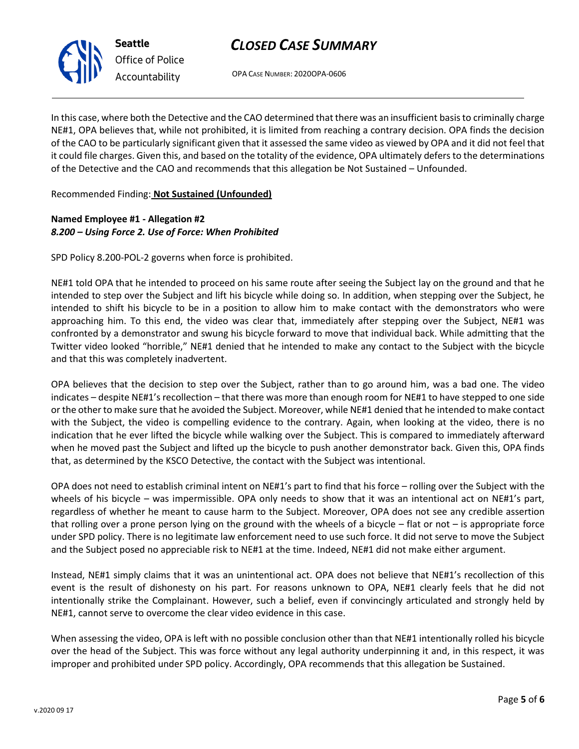In this case, where both the Detective and the CAO determined that there was an insufficient basis to criminally charge NE#1, OPA believes that, while not prohibited, it is limited from reaching a contrary decision. OPA finds the decision of the CAO to be particularly significant given that it assessed the same video as viewed by OPA and it did not feel that it could file charges. Given this, and based on the totality of the evidence, OPA ultimately defers to the determinations of the Detective and the CAO and recommends that this allegation be Not Sustained – Unfounded.

Recommended Finding: **Not Sustained (Unfounded)**

**Named Employee #1 - Allegation #2**
***8.200 – Using Force 2. Use of Force: When Prohibited***

SPD Policy 8.200-POL-2 governs when force is prohibited.

NE#1 told OPA that he intended to proceed on his same route after seeing the Subject lay on the ground and that he intended to step over the Subject and lift his bicycle while doing so. In addition, when stepping over the Subject, he intended to shift his bicycle to be in a position to allow him to make contact with the demonstrators who were approaching him. To this end, the video was clear that, immediately after stepping over the Subject, NE#1 was confronted by a demonstrator and swung his bicycle forward to move that individual back. While admitting that the Twitter video looked "horrible," NE#1 denied that he intended to make any contact to the Subject with the bicycle and that this was completely inadvertent.

OPA believes that the decision to step over the Subject, rather than to go around him, was a bad one. The video indicates – despite NE#1's recollection – that there was more than enough room for NE#1 to have stepped to one side or the other to make sure that he avoided the Subject. Moreover, while NE#1 denied that he intended to make contact with the Subject, the video is compelling evidence to the contrary. Again, when looking at the video, there is no indication that he ever lifted the bicycle while walking over the Subject. This is compared to immediately afterward when he moved past the Subject and lifted up the bicycle to push another demonstrator back. Given this, OPA finds that, as determined by the KSCO Detective, the contact with the Subject was intentional.

OPA does not need to establish criminal intent on NE#1's part to find that his force – rolling over the Subject with the wheels of his bicycle – was impermissible. OPA only needs to show that it was an intentional act on NE#1's part, regardless of whether he meant to cause harm to the Subject. Moreover, OPA does not see any credible assertion that rolling over a prone person lying on the ground with the wheels of a bicycle – flat or not – is appropriate force under SPD policy. There is no legitimate law enforcement need to use such force. It did not serve to move the Subject and the Subject posed no appreciable risk to NE#1 at the time. Indeed, NE#1 did not make either argument.

Instead, NE#1 simply claims that it was an unintentional act. OPA does not believe that NE#1's recollection of this event is the result of dishonesty on his part. For reasons unknown to OPA, NE#1 clearly feels that he did not intentionally strike the Complainant. However, such a belief, even if convincingly articulated and strongly held by NE#1, cannot serve to overcome the clear video evidence in this case.

When assessing the video, OPA is left with no possible conclusion other than that NE#1 intentionally rolled his bicycle over the head of the Subject. This was force without any legal authority underpinning it and, in this respect, it was improper and prohibited under SPD policy. Accordingly, OPA recommends that this allegation be Sustained.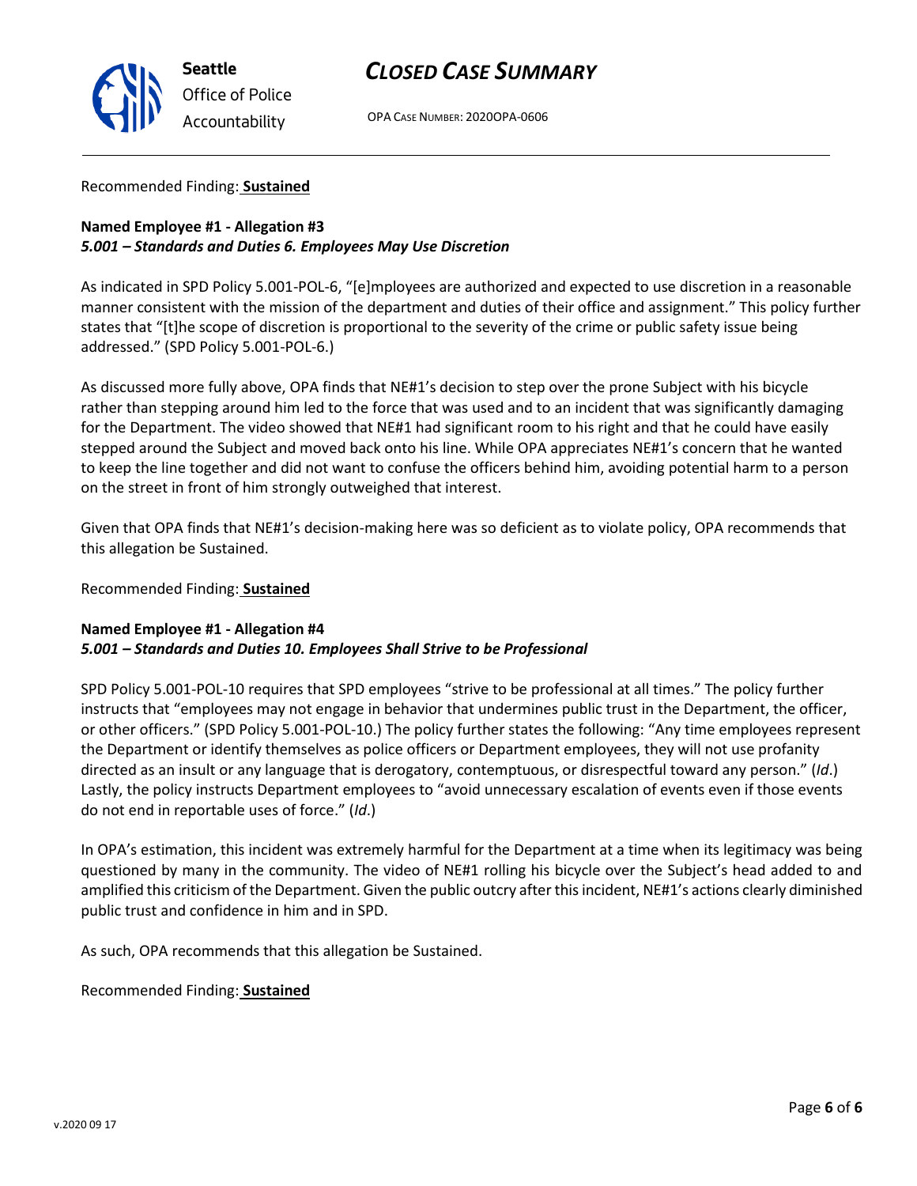Recommended Finding: **Sustained**

**Named Employee #1 - Allegation #3**
***5.001 – Standards and Duties 6. Employees May Use Discretion***

As indicated in SPD Policy 5.001-POL-6, "[e]mployees are authorized and expected to use discretion in a reasonable manner consistent with the mission of the department and duties of their office and assignment." This policy further states that "[t]he scope of discretion is proportional to the severity of the crime or public safety issue being addressed." (SPD Policy 5.001-POL-6.)

As discussed more fully above, OPA finds that NE#1's decision to step over the prone Subject with his bicycle rather than stepping around him led to the force that was used and to an incident that was significantly damaging for the Department. The video showed that NE#1 had significant room to his right and that he could have easily stepped around the Subject and moved back onto his line. While OPA appreciates NE#1's concern that he wanted to keep the line together and did not want to confuse the officers behind him, avoiding potential harm to a person on the street in front of him strongly outweighed that interest.

Given that OPA finds that NE#1's decision-making here was so deficient as to violate policy, OPA recommends that this allegation be Sustained.

Recommended Finding: **Sustained**

**Named Employee #1 - Allegation #4**
***5.001 – Standards and Duties 10. Employees Shall Strive to be Professional***

SPD Policy 5.001-POL-10 requires that SPD employees "strive to be professional at all times." The policy further instructs that "employees may not engage in behavior that undermines public trust in the Department, the officer, or other officers." (SPD Policy 5.001-POL-10.) The policy further states the following: "Any time employees represent the Department or identify themselves as police officers or Department employees, they will not use profanity directed as an insult or any language that is derogatory, contemptuous, or disrespectful toward any person." (*Id*.) Lastly, the policy instructs Department employees to "avoid unnecessary escalation of events even if those events do not end in reportable uses of force." (*Id*.)

In OPA's estimation, this incident was extremely harmful for the Department at a time when its legitimacy was being questioned by many in the community. The video of NE#1 rolling his bicycle over the Subject's head added to and amplified this criticism of the Department. Given the public outcry after this incident, NE#1's actions clearly diminished public trust and confidence in him and in SPD.

As such, OPA recommends that this allegation be Sustained.

Recommended Finding: **Sustained**